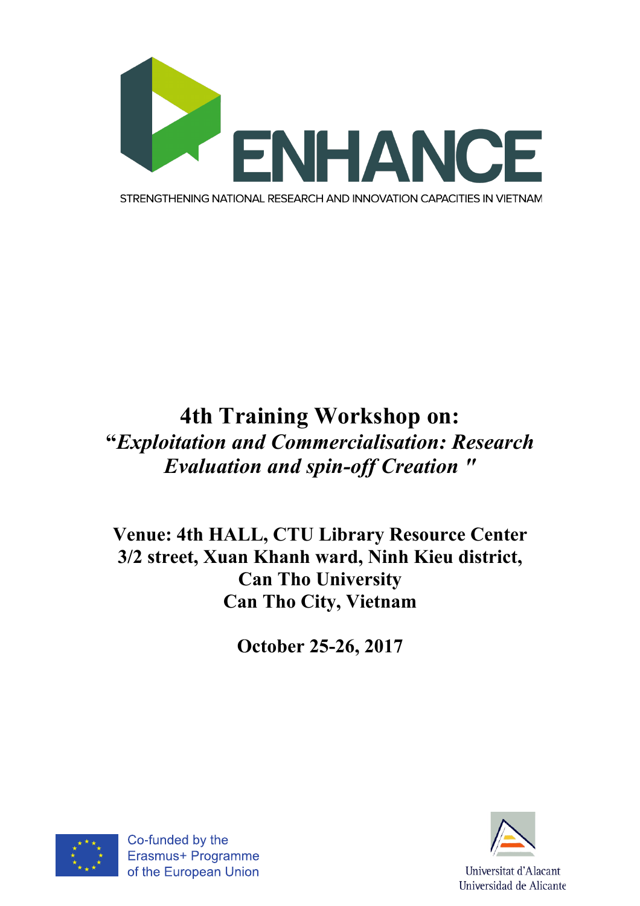ENHANCE

STRENGTHENING NATIONAL RESEARCH AND INNOVATION CAPACITIES IN VIETNAM

# 4th Training Workshop on:

## “*Exploitation and Commercialisation: Research Evaluation and spin-off Creation* "

**Venue: 4th HALL, CTU Library Resource Center**
**3/2 street, Xuan Khanh ward, Ninh Kieu district,**
**Can Tho University**
**Can Tho City, Vietnam**

**October 25-26, 2017**

Co-funded by the Erasmus+ Programme of the European Union

Universitat d'Alacant
Universidad de Alicante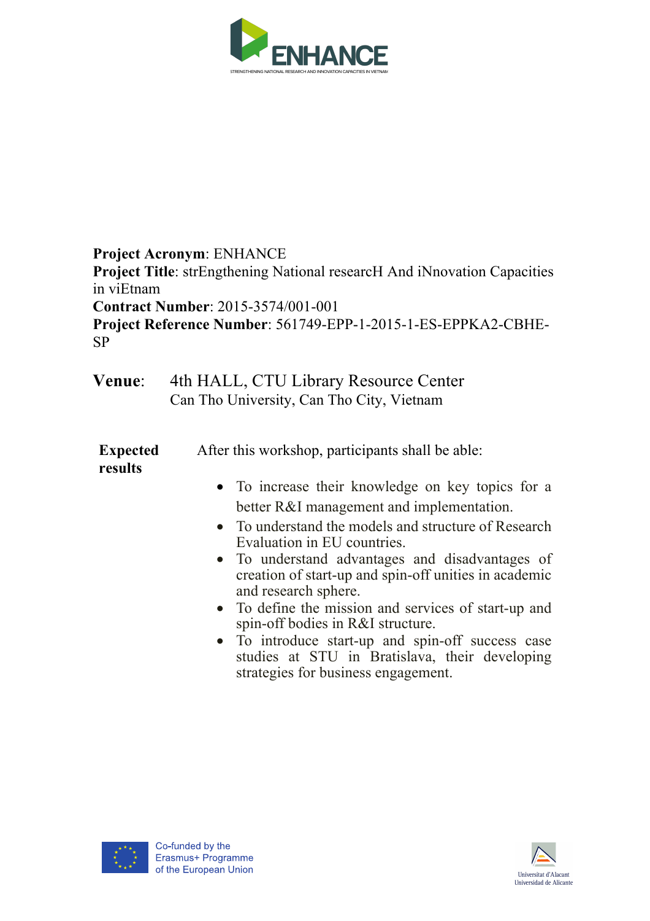**Project Acronym**: ENHANCE
**Project Title**: strEngthening National researcH And iNnovation Capacities in viEtnam
**Contract Number**: 2015-3574/001-001
**Project Reference Number**: 561749-EPP-1-2015-1-ES-EPPKA2-CBHE-SP

**Venue**: 4th HALL, CTU Library Resource Center
Can Tho University, Can Tho City, Vietnam

**Expected results**

After this workshop, participants shall be able:

- To increase their knowledge on key topics for a better R&I management and implementation.
- To understand the models and structure of Research Evaluation in EU countries.
- To understand advantages and disadvantages of creation of start-up and spin-off unities in academic and research sphere.
- To define the mission and services of start-up and spin-off bodies in R&I structure.
- To introduce start-up and spin-off success case studies at STU in Bratislava, their developing strategies for business engagement.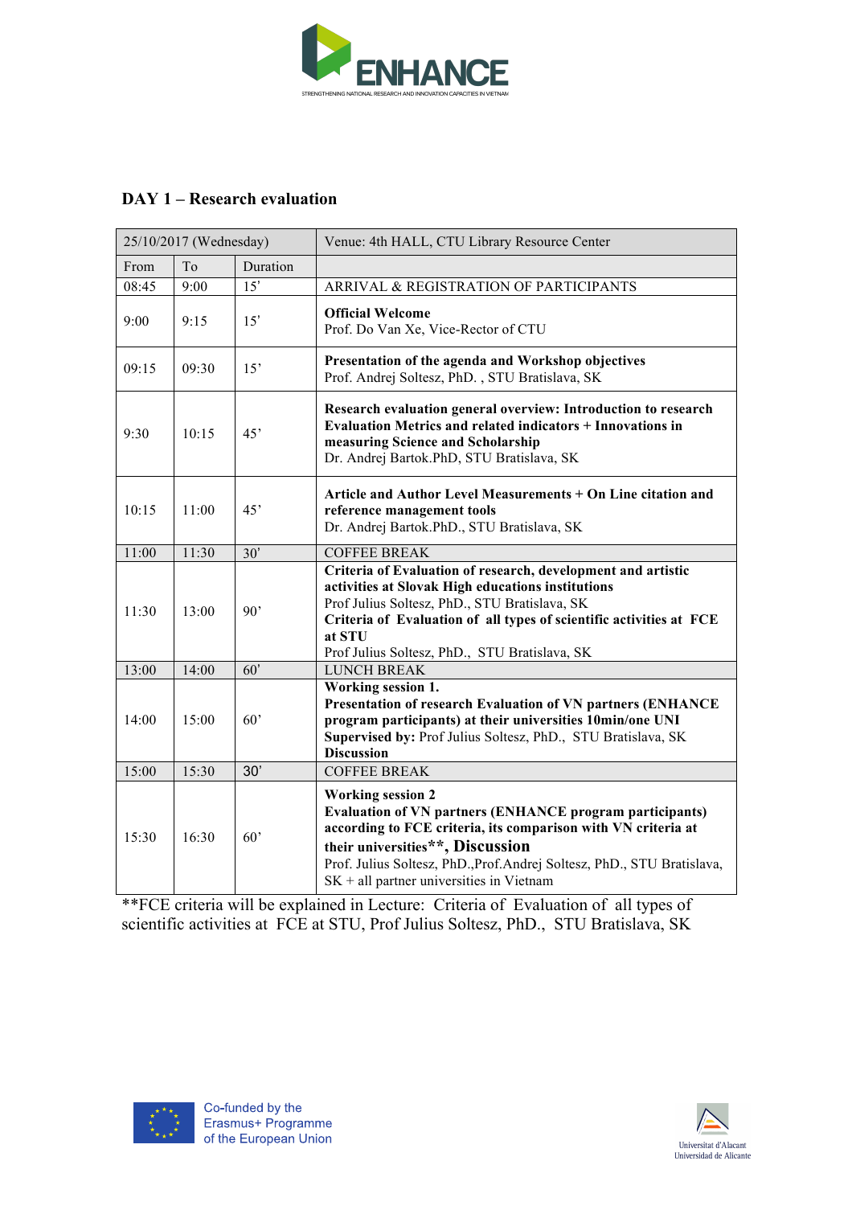## DAY 1 – Research evaluation

| 25/10/2017 (Wednesday) | | | Venue: 4th HALL, CTU Library Resource Center |
|---|---|---|---|
| From | To | Duration | |
| 08:45 | 9:00 | 15' | ARRIVAL & REGISTRATION OF PARTICIPANTS |
| 9:00 | 9:15 | 15' | **Official Welcome**<br>Prof. Do Van Xe, Vice-Rector of CTU |
| 09:15 | 09:30 | 15' | **Presentation of the agenda and Workshop objectives**<br>Prof. Andrej Soltesz, PhD. , STU Bratislava, SK |
| 9:30 | 10:15 | 45' | **Research evaluation general overview: Introduction to research Evaluation Metrics and related indicators + Innovations in measuring Science and Scholarship**<br>Dr. Andrej Bartok.PhD, STU Bratislava, SK |
| 10:15 | 11:00 | 45' | **Article and Author Level Measurements + On Line citation and reference management tools**<br>Dr. Andrej Bartok.PhD., STU Bratislava, SK |
| 11:00 | 11:30 | 30' | COFFEE BREAK |
| 11:30 | 13:00 | 90' | **Criteria of Evaluation of research, development and artistic activities at Slovak High educations institutions**<br>Prof Julius Soltesz, PhD., STU Bratislava, SK<br>**Criteria of Evaluation of all types of scientific activities at FCE at STU**<br>Prof Julius Soltesz, PhD., STU Bratislava, SK |
| 13:00 | 14:00 | 60' | LUNCH BREAK |
| 14:00 | 15:00 | 60' | **Working session 1.**<br>**Presentation of research Evaluation of VN partners (ENHANCE program participants) at their universities 10min/one UNI**<br>**Supervised by:** Prof Julius Soltesz, PhD., STU Bratislava, SK<br>**Discussion** |
| 15:00 | 15:30 | 30' | COFFEE BREAK |
| 15:30 | 16:30 | 60' | **Working session 2**<br>**Evaluation of VN partners (ENHANCE program participants) according to FCE criteria, its comparison with VN criteria at their universities\*\*, Discussion**<br>Prof. Julius Soltesz, PhD.,Prof.Andrej Soltesz, PhD., STU Bratislava, SK + all partner universities in Vietnam |

**FCE criteria will be explained in Lecture: Criteria of Evaluation of all types of scientific activities at FCE at STU, Prof Julius Soltesz, PhD., STU Bratislava, SK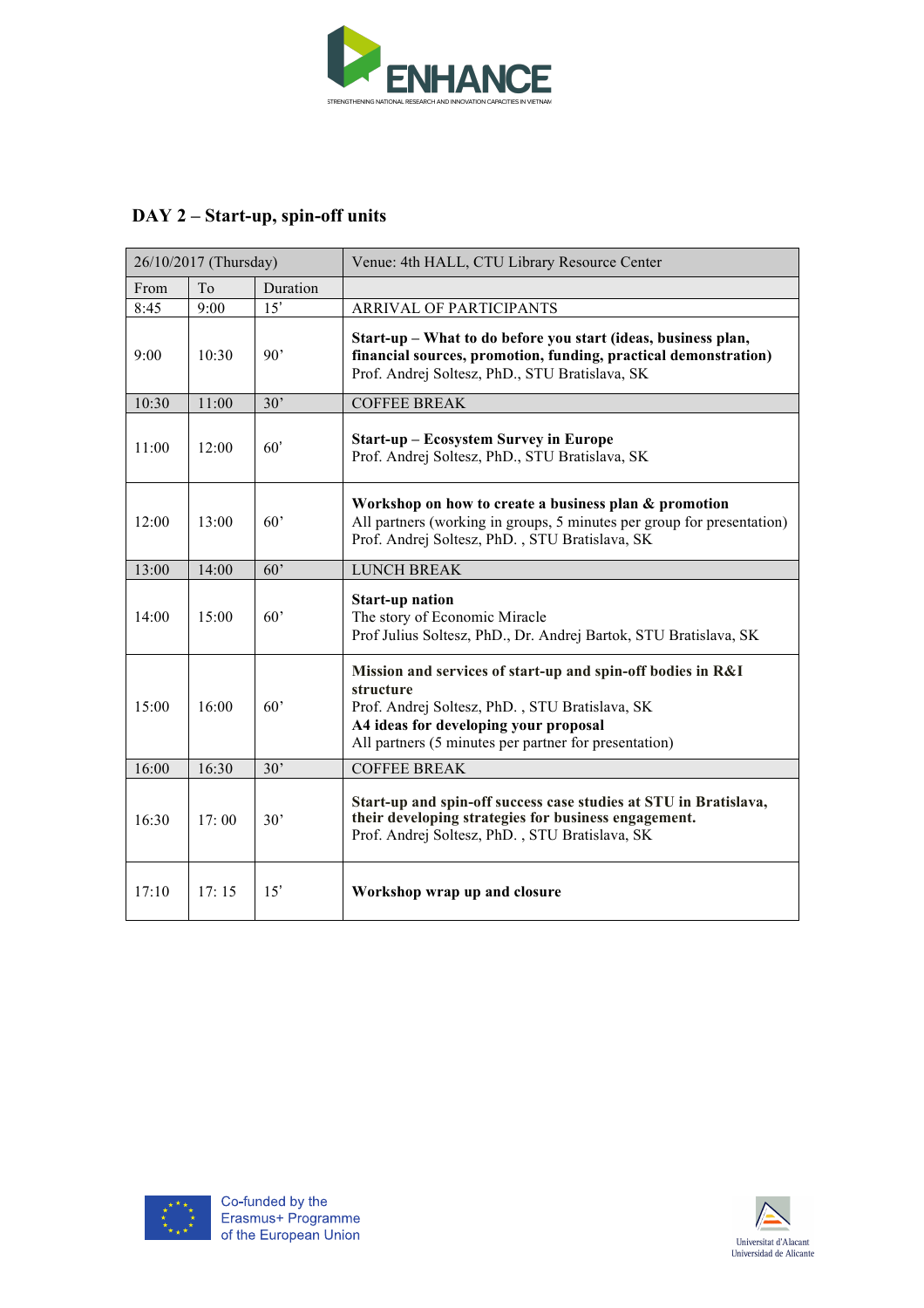## DAY 2 – Start-up, spin-off units

| 26/10/2017 (Thursday) | | | Venue: 4th HALL, CTU Library Resource Center |
|---|---|---|---|
| From | To | Duration | |
| 8:45 | 9:00 | 15' | ARRIVAL OF PARTICIPANTS |
| 9:00 | 10:30 | 90' | **Start-up – What to do before you start (ideas, business plan, financial sources, promotion, funding, practical demonstration)**<br>Prof. Andrej Soltesz, PhD., STU Bratislava, SK |
| 10:30 | 11:00 | 30' | COFFEE BREAK |
| 11:00 | 12:00 | 60' | **Start-up – Ecosystem Survey in Europe**<br>Prof. Andrej Soltesz, PhD., STU Bratislava, SK |
| 12:00 | 13:00 | 60' | **Workshop on how to create a business plan & promotion**<br>All partners (working in groups, 5 minutes per group for presentation)<br>Prof. Andrej Soltesz, PhD. , STU Bratislava, SK |
| 13:00 | 14:00 | 60' | LUNCH BREAK |
| 14:00 | 15:00 | 60' | **Start-up nation**<br>The story of Economic Miracle<br>Prof Julius Soltesz, PhD., Dr. Andrej Bartok, STU Bratislava, SK |
| 15:00 | 16:00 | 60' | **Mission and services of start-up and spin-off bodies in R&I structure**<br>Prof. Andrej Soltesz, PhD. , STU Bratislava, SK<br>**A4 ideas for developing your proposal**<br>All partners (5 minutes per partner for presentation) |
| 16:00 | 16:30 | 30' | COFFEE BREAK |
| 16:30 | 17: 00 | 30' | **Start-up and spin-off success case studies at STU in Bratislava, their developing strategies for business engagement.**<br>Prof. Andrej Soltesz, PhD. , STU Bratislava, SK |
| 17:10 | 17: 15 | 15' | **Workshop wrap up and closure** |

Co-funded by the Erasmus+ Programme of the European Union

Universitat d'Alacant
Universidad de Alicante